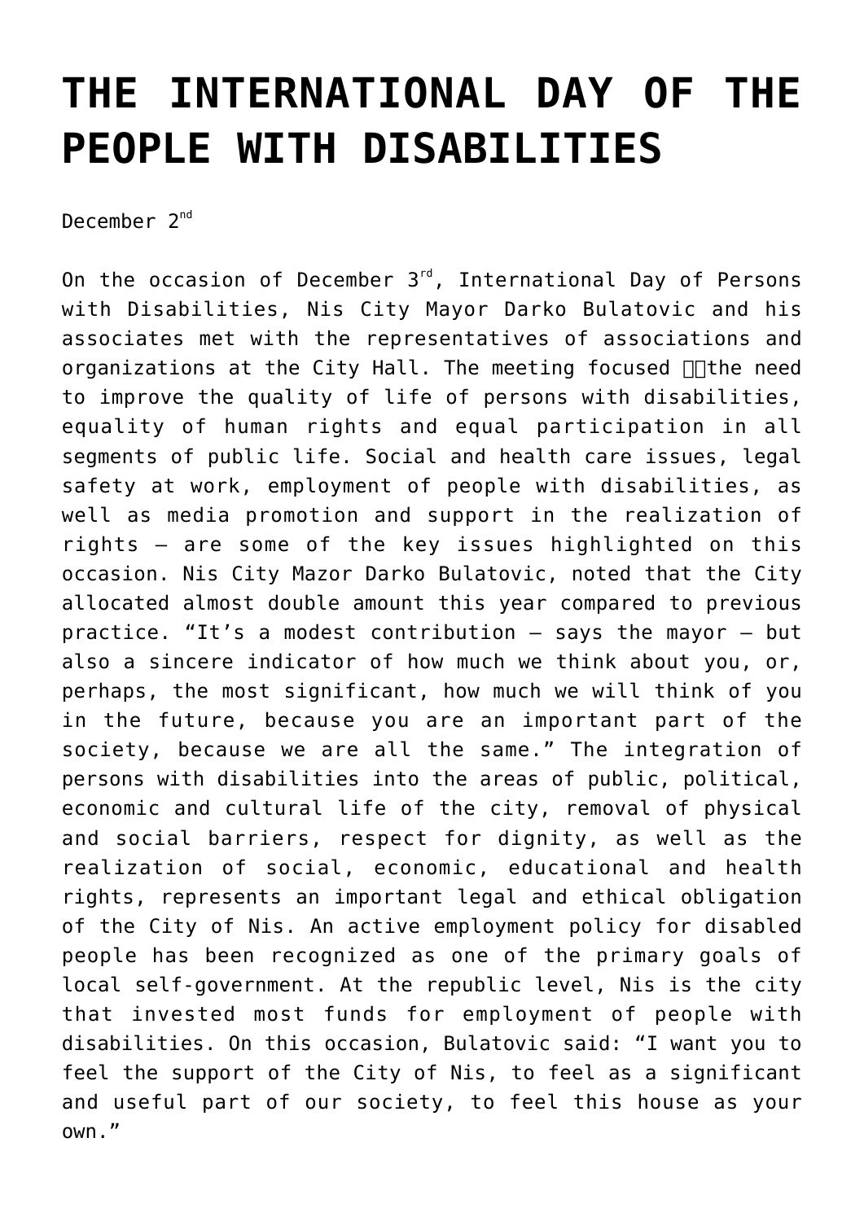# THE INTERNATIONAL DAY OF THE PEOPLE WITH DISABILITIES

December 2nd

On the occasion of December 3rd, International Day of Persons with Disabilities, Nis City Mayor Darko Bulatovic and his associates met with the representatives of associations and organizations at the City Hall. The meeting focused the need to improve the quality of life of persons with disabilities, equality of human rights and equal participation in all segments of public life. Social and health care issues, legal safety at work, employment of people with disabilities, as well as media promotion and support in the realization of rights – are some of the key issues highlighted on this occasion. Nis City Mazor Darko Bulatovic, noted that the City allocated almost double amount this year compared to previous practice. "It's a modest contribution – says the mayor – but also a sincere indicator of how much we think about you, or, perhaps, the most significant, how much we will think of you in the future, because you are an important part of the society, because we are all the same." The integration of persons with disabilities into the areas of public, political, economic and cultural life of the city, removal of physical and social barriers, respect for dignity, as well as the realization of social, economic, educational and health rights, represents an important legal and ethical obligation of the City of Nis. An active employment policy for disabled people has been recognized as one of the primary goals of local self-government. At the republic level, Nis is the city that invested most funds for employment of people with disabilities. On this occasion, Bulatovic said: "I want you to feel the support of the City of Nis, to feel as a significant and useful part of our society, to feel this house as your own."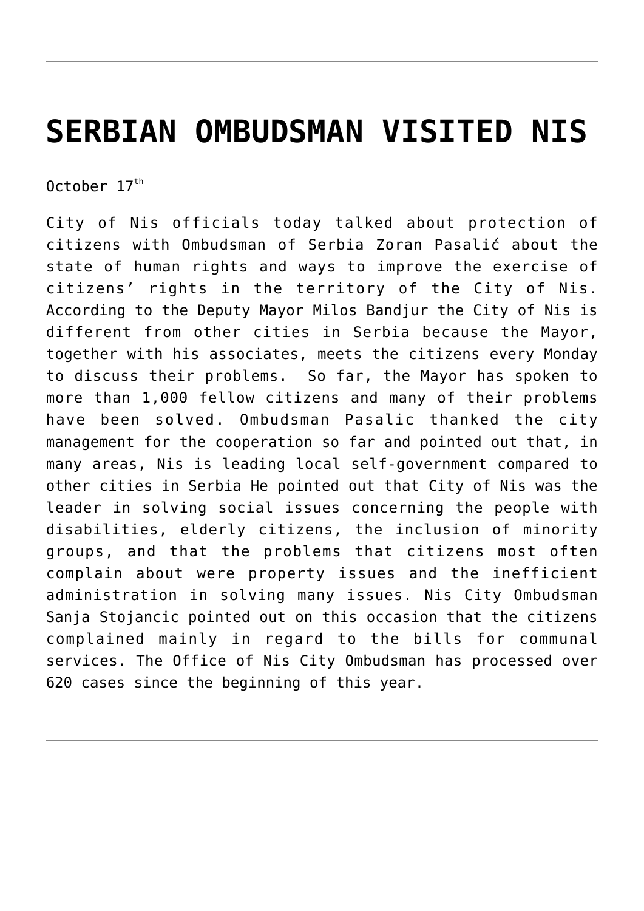# SERBIAN OMBUDSMAN VISITED NIS

October 17th

City of Nis officials today talked about protection of citizens with Ombudsman of Serbia Zoran Pasalić about the state of human rights and ways to improve the exercise of citizens' rights in the territory of the City of Nis. According to the Deputy Mayor Milos Bandjur the City of Nis is different from other cities in Serbia because the Mayor, together with his associates, meets the citizens every Monday to discuss their problems. So far, the Mayor has spoken to more than 1,000 fellow citizens and many of their problems have been solved. Ombudsman Pasalic thanked the city management for the cooperation so far and pointed out that, in many areas, Nis is leading local self-government compared to other cities in Serbia He pointed out that City of Nis was the leader in solving social issues concerning the people with disabilities, elderly citizens, the inclusion of minority groups, and that the problems that citizens most often complain about were property issues and the inefficient administration in solving many issues. Nis City Ombudsman Sanja Stojancic pointed out on this occasion that the citizens complained mainly in regard to the bills for communal services. The Office of Nis City Ombudsman has processed over 620 cases since the beginning of this year.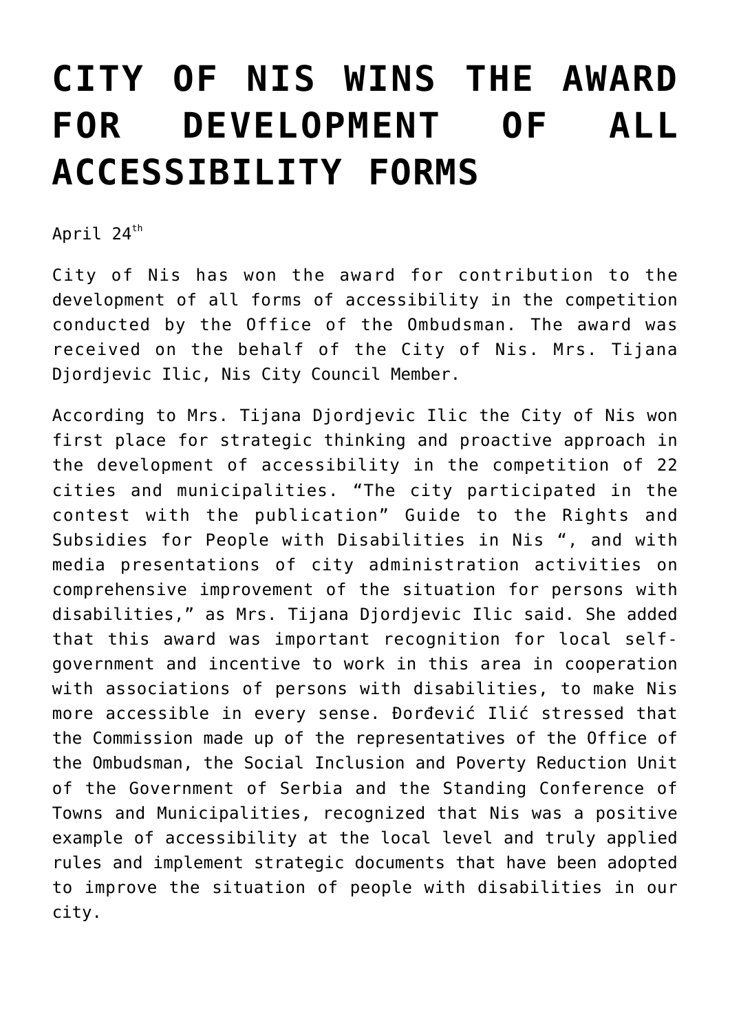# CITY OF NIS WINS THE AWARD FOR DEVELOPMENT OF ALL ACCESSIBILITY FORMS

April 24th

City of Nis has won the award for contribution to the development of all forms of accessibility in the competition conducted by the Office of the Ombudsman. The award was received on the behalf of the City of Nis. Mrs. Tijana Djordjevic Ilic, Nis City Council Member.

According to Mrs. Tijana Djordjevic Ilic the City of Nis won first place for strategic thinking and proactive approach in the development of accessibility in the competition of 22 cities and municipalities. "The city participated in the contest with the publication" Guide to the Rights and Subsidies for People with Disabilities in Nis ", and with media presentations of city administration activities on comprehensive improvement of the situation for persons with disabilities," as Mrs. Tijana Djordjevic Ilic said. She added that this award was important recognition for local self-government and incentive to work in this area in cooperation with associations of persons with disabilities, to make Nis more accessible in every sense. Đorđević Ilić stressed that the Commission made up of the representatives of the Office of the Ombudsman, the Social Inclusion and Poverty Reduction Unit of the Government of Serbia and the Standing Conference of Towns and Municipalities, recognized that Nis was a positive example of accessibility at the local level and truly applied rules and implement strategic documents that have been adopted to improve the situation of people with disabilities in our city.